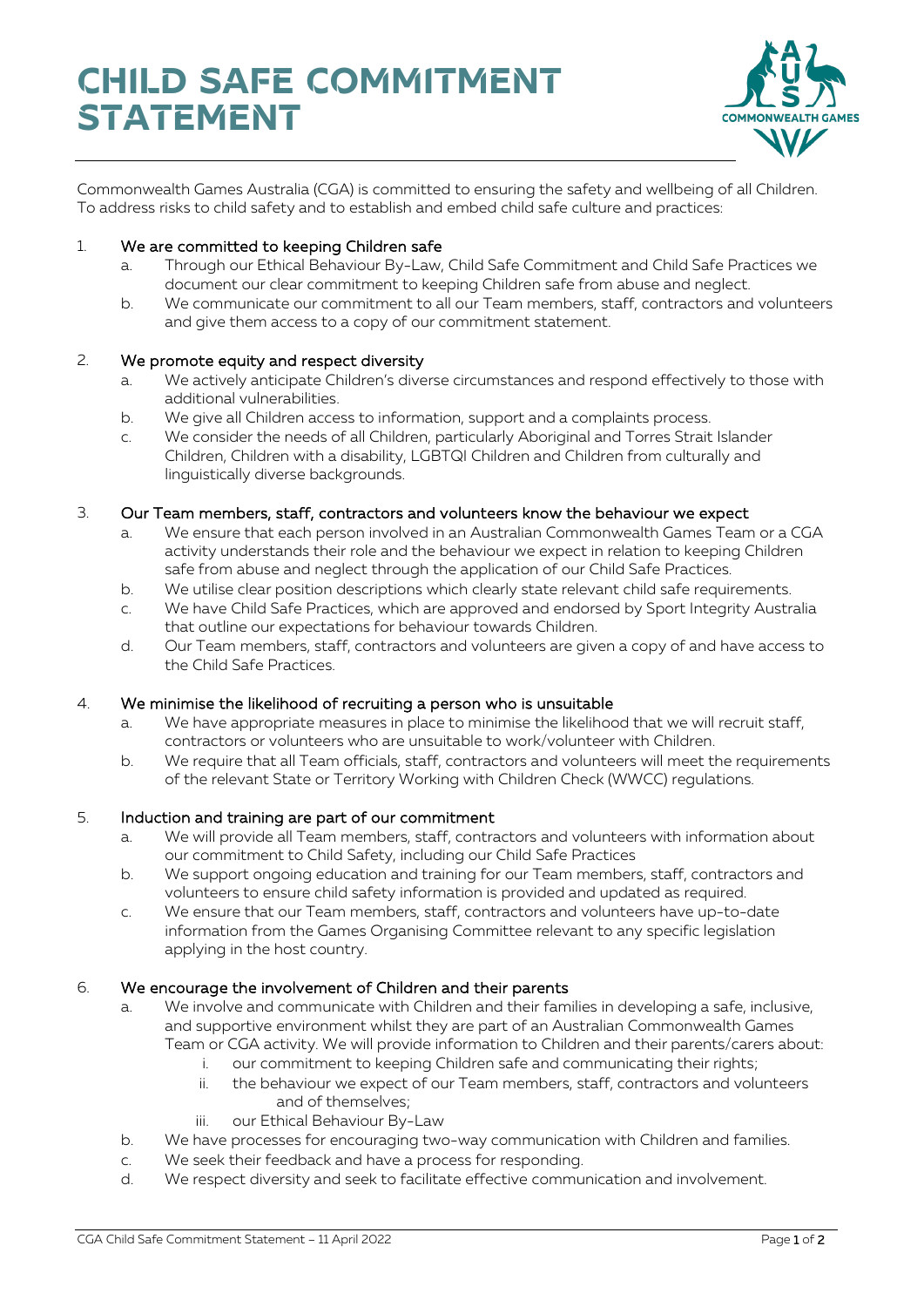# CHILD SAFE COMMITMENT STATEMENT

Commonwealth Games Australia (CGA) is committed to ensuring the safety and wellbeing of all Children. To address risks to child safety and to establish and embed child safe culture and practices:

1. We are committed to keeping Children safe
   a. Through our Ethical Behaviour By-Law, Child Safe Commitment and Child Safe Practices we document our clear commitment to keeping Children safe from abuse and neglect.
   b. We communicate our commitment to all our Team members, staff, contractors and volunteers and give them access to a copy of our commitment statement.

2. We promote equity and respect diversity
   a. We actively anticipate Children's diverse circumstances and respond effectively to those with additional vulnerabilities.
   b. We give all Children access to information, support and a complaints process.
   c. We consider the needs of all Children, particularly Aboriginal and Torres Strait Islander Children, Children with a disability, LGBTQI Children and Children from culturally and linguistically diverse backgrounds.

3. Our Team members, staff, contractors and volunteers know the behaviour we expect
   a. We ensure that each person involved in an Australian Commonwealth Games Team or a CGA activity understands their role and the behaviour we expect in relation to keeping Children safe from abuse and neglect through the application of our Child Safe Practices.
   b. We utilise clear position descriptions which clearly state relevant child safe requirements.
   c. We have Child Safe Practices, which are approved and endorsed by Sport Integrity Australia that outline our expectations for behaviour towards Children.
   d. Our Team members, staff, contractors and volunteers are given a copy of and have access to the Child Safe Practices.

4. We minimise the likelihood of recruiting a person who is unsuitable
   a. We have appropriate measures in place to minimise the likelihood that we will recruit staff, contractors or volunteers who are unsuitable to work/volunteer with Children.
   b. We require that all Team officials, staff, contractors and volunteers will meet the requirements of the relevant State or Territory Working with Children Check (WWCC) regulations.

5. Induction and training are part of our commitment
   a. We will provide all Team members, staff, contractors and volunteers with information about our commitment to Child Safety, including our Child Safe Practices
   b. We support ongoing education and training for our Team members, staff, contractors and volunteers to ensure child safety information is provided and updated as required.
   c. We ensure that our Team members, staff, contractors and volunteers have up-to-date information from the Games Organising Committee relevant to any specific legislation applying in the host country.

6. We encourage the involvement of Children and their parents
   a. We involve and communicate with Children and their families in developing a safe, inclusive, and supportive environment whilst they are part of an Australian Commonwealth Games Team or CGA activity. We will provide information to Children and their parents/carers about:
      i. our commitment to keeping Children safe and communicating their rights;
      ii. the behaviour we expect of our Team members, staff, contractors and volunteers and of themselves;
      iii. our Ethical Behaviour By-Law
   b. We have processes for encouraging two-way communication with Children and families.
   c. We seek their feedback and have a process for responding.
   d. We respect diversity and seek to facilitate effective communication and involvement.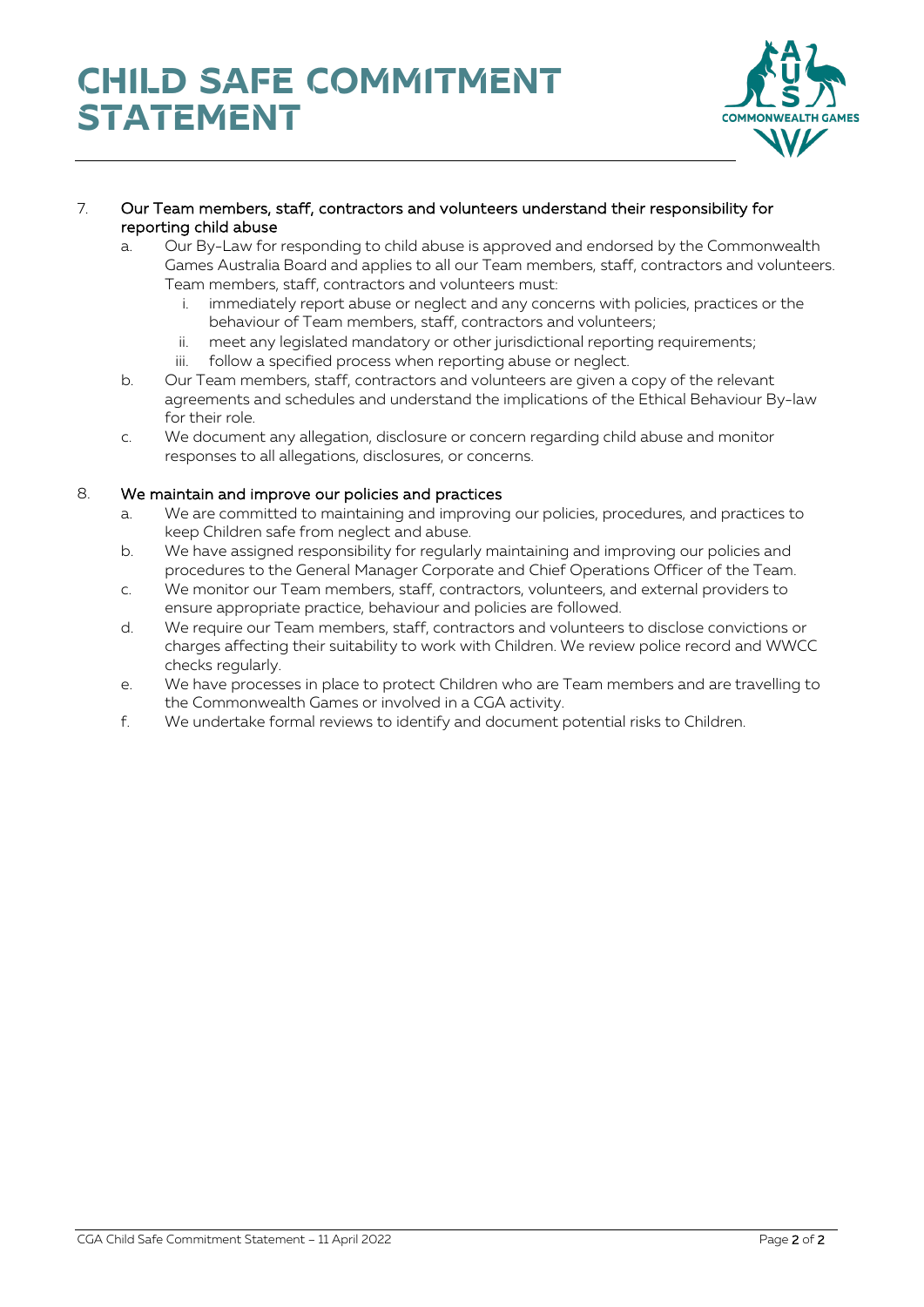# CHILD SAFE COMMITMENT STATEMENT

7. **Our Team members, staff, contractors and volunteers understand their responsibility for reporting child abuse**
   a. Our By-Law for responding to child abuse is approved and endorsed by the Commonwealth Games Australia Board and applies to all our Team members, staff, contractors and volunteers. Team members, staff, contractors and volunteers must:
      i. immediately report abuse or neglect and any concerns with policies, practices or the behaviour of Team members, staff, contractors and volunteers;
      ii. meet any legislated mandatory or other jurisdictional reporting requirements;
      iii. follow a specified process when reporting abuse or neglect.
   b. Our Team members, staff, contractors and volunteers are given a copy of the relevant agreements and schedules and understand the implications of the Ethical Behaviour By-law for their role.
   c. We document any allegation, disclosure or concern regarding child abuse and monitor responses to all allegations, disclosures, or concerns.

8. **We maintain and improve our policies and practices**
   a. We are committed to maintaining and improving our policies, procedures, and practices to keep Children safe from neglect and abuse.
   b. We have assigned responsibility for regularly maintaining and improving our policies and procedures to the General Manager Corporate and Chief Operations Officer of the Team.
   c. We monitor our Team members, staff, contractors, volunteers, and external providers to ensure appropriate practice, behaviour and policies are followed.
   d. We require our Team members, staff, contractors and volunteers to disclose convictions or charges affecting their suitability to work with Children. We review police record and WWCC checks regularly.
   e. We have processes in place to protect Children who are Team members and are travelling to the Commonwealth Games or involved in a CGA activity.
   f. We undertake formal reviews to identify and document potential risks to Children.